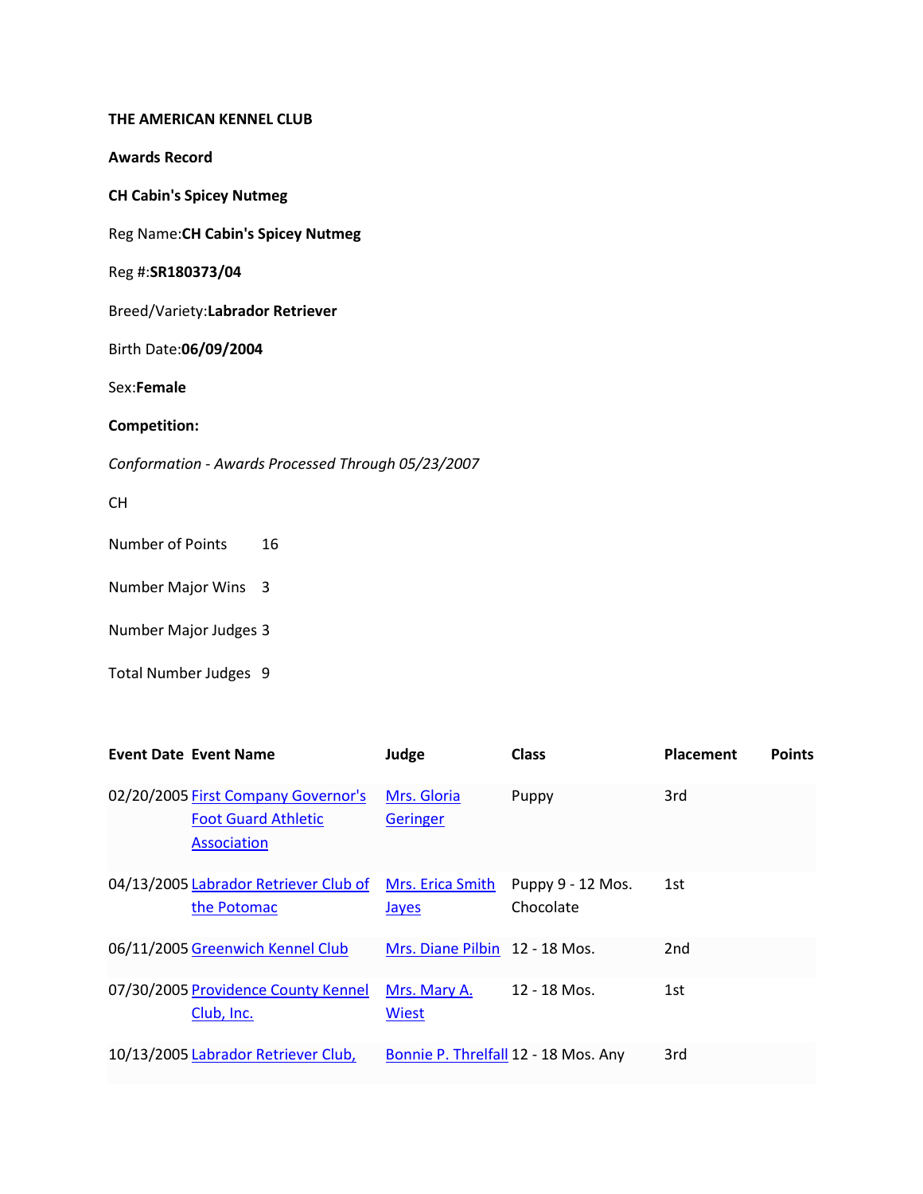**THE AMERICAN KENNEL CLUB**

**Awards Record**

**CH Cabin's Spicey Nutmeg**

Reg Name:**CH Cabin's Spicey Nutmeg**

Reg #:**SR180373/04**

Breed/Variety:**Labrador Retriever**

Birth Date:**06/09/2004**

Sex:**Female**

**Competition:**

*Conformation - Awards Processed Through 05/23/2007*

CH

Number of Points 16

Number Major Wins 3

Number Major Judges 3

Total Number Judges 9

| Event Date | Event Name | Judge | Class | Placement | Points |
|---|---|---|---|---|---|
| 02/20/2005 | First Company Governor's Foot Guard Athletic Association | Mrs. Gloria Geringer | Puppy | 3rd | |
| 04/13/2005 | Labrador Retriever Club of the Potomac | Mrs. Erica Smith Jayes | Puppy 9 - 12 Mos. Chocolate | 1st | |
| 06/11/2005 | Greenwich Kennel Club | Mrs. Diane Pilbin | 12 - 18 Mos. | 2nd | |
| 07/30/2005 | Providence County Kennel Club, Inc. | Mrs. Mary A. Wiest | 12 - 18 Mos. | 1st | |
| 10/13/2005 | Labrador Retriever Club, | Bonnie P. Threlfall | 12 - 18 Mos. Any | 3rd | |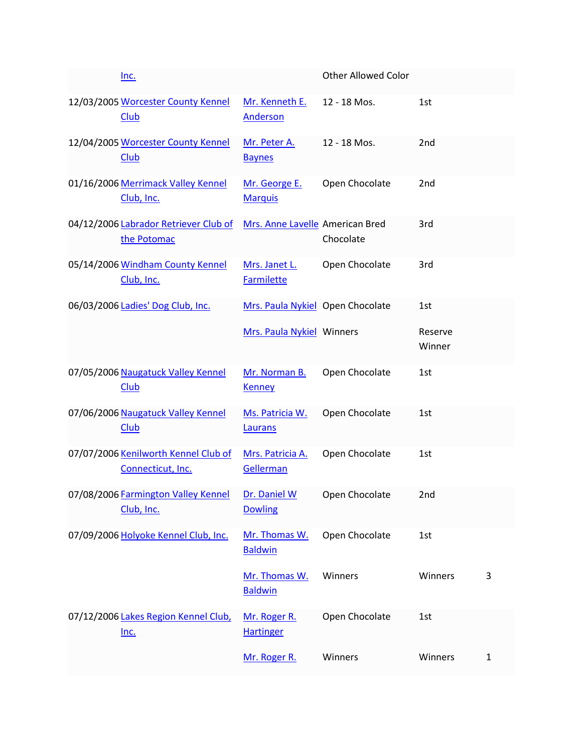| | | | | | |
|---|---|---|---|---|---|
| | Inc. | | Other Allowed Color | | |
| 12/03/2005 | Worcester County Kennel Club | Mr. Kenneth E. Anderson | 12 - 18 Mos. | 1st | |
| 12/04/2005 | Worcester County Kennel Club | Mr. Peter A. Baynes | 12 - 18 Mos. | 2nd | |
| 01/16/2006 | Merrimack Valley Kennel Club, Inc. | Mr. George E. Marquis | Open Chocolate | 2nd | |
| 04/12/2006 | Labrador Retriever Club of the Potomac | Mrs. Anne Lavelle | American Bred Chocolate | 3rd | |
| 05/14/2006 | Windham County Kennel Club, Inc. | Mrs. Janet L. Farmilette | Open Chocolate | 3rd | |
| 06/03/2006 | Ladies' Dog Club, Inc. | Mrs. Paula Nykiel | Open Chocolate | 1st | |
| | | Mrs. Paula Nykiel | Winners | Reserve Winner | |
| 07/05/2006 | Naugatuck Valley Kennel Club | Mr. Norman B. Kenney | Open Chocolate | 1st | |
| 07/06/2006 | Naugatuck Valley Kennel Club | Ms. Patricia W. Laurans | Open Chocolate | 1st | |
| 07/07/2006 | Kenilworth Kennel Club of Connecticut, Inc. | Mrs. Patricia A. Gellerman | Open Chocolate | 1st | |
| 07/08/2006 | Farmington Valley Kennel Club, Inc. | Dr. Daniel W Dowling | Open Chocolate | 2nd | |
| 07/09/2006 | Holyoke Kennel Club, Inc. | Mr. Thomas W. Baldwin | Open Chocolate | 1st | |
| | | Mr. Thomas W. Baldwin | Winners | Winners | 3 |
| 07/12/2006 | Lakes Region Kennel Club, Inc. | Mr. Roger R. Hartinger | Open Chocolate | 1st | |
| | | Mr. Roger R. | Winners | Winners | 1 |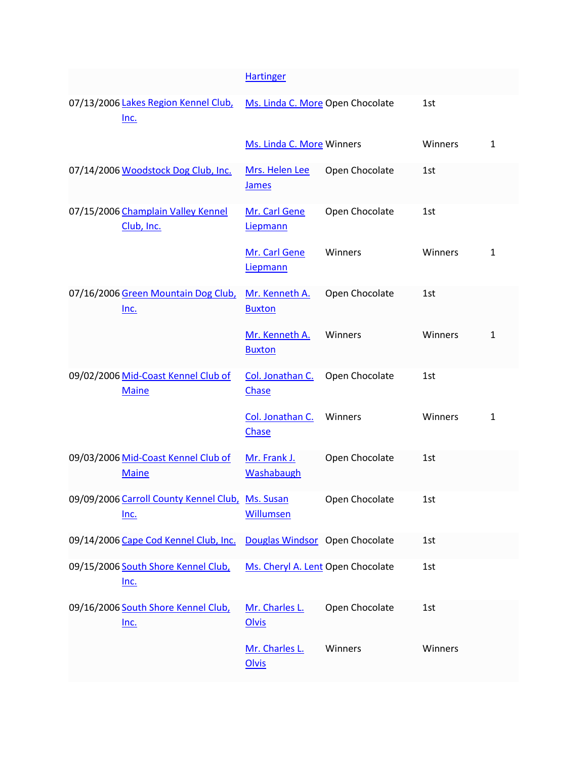| | | | | | |
|---|---|---|---|---|---|
| | | Hartinger | | | |
| 07/13/2006 | Lakes Region Kennel Club, Inc. | Ms. Linda C. More | Open Chocolate | 1st | |
| | | Ms. Linda C. More | Winners | Winners | 1 |
| 07/14/2006 | Woodstock Dog Club, Inc. | Mrs. Helen Lee James | Open Chocolate | 1st | |
| 07/15/2006 | Champlain Valley Kennel Club, Inc. | Mr. Carl Gene Liepmann | Open Chocolate | 1st | |
| | | Mr. Carl Gene Liepmann | Winners | Winners | 1 |
| 07/16/2006 | Green Mountain Dog Club, Inc. | Mr. Kenneth A. Buxton | Open Chocolate | 1st | |
| | | Mr. Kenneth A. Buxton | Winners | Winners | 1 |
| 09/02/2006 | Mid-Coast Kennel Club of Maine | Col. Jonathan C. Chase | Open Chocolate | 1st | |
| | | Col. Jonathan C. Chase | Winners | Winners | 1 |
| 09/03/2006 | Mid-Coast Kennel Club of Maine | Mr. Frank J. Washabaugh | Open Chocolate | 1st | |
| 09/09/2006 | Carroll County Kennel Club, Inc. | Ms. Susan Willumsen | Open Chocolate | 1st | |
| 09/14/2006 | Cape Cod Kennel Club, Inc. | Douglas Windsor | Open Chocolate | 1st | |
| 09/15/2006 | South Shore Kennel Club, Inc. | Ms. Cheryl A. Lent | Open Chocolate | 1st | |
| 09/16/2006 | South Shore Kennel Club, Inc. | Mr. Charles L. Olvis | Open Chocolate | 1st | |
| | | Mr. Charles L. Olvis | Winners | Winners | |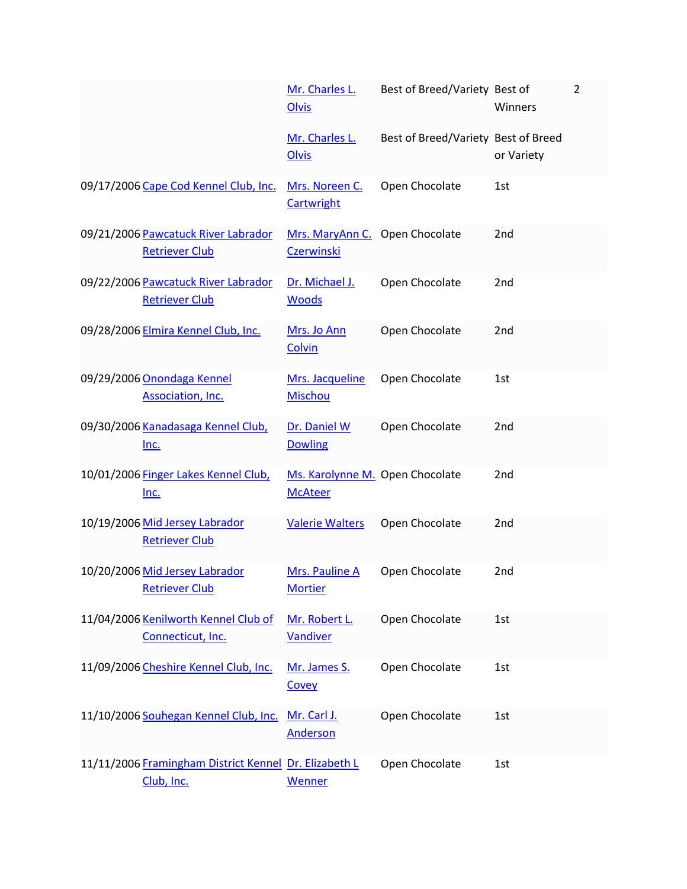| | | | | | |
|---|---|---|---|---|---|
| | | Mr. Charles L. Olvis | Best of Breed/Variety | Best of Winners | 2 |
| | | Mr. Charles L. Olvis | Best of Breed/Variety | Best of Breed or Variety | |
| 09/17/2006 | Cape Cod Kennel Club, Inc. | Mrs. Noreen C. Cartwright | Open Chocolate | 1st | |
| 09/21/2006 | Pawcatuck River Labrador Retriever Club | Mrs. MaryAnn C. Czerwinski | Open Chocolate | 2nd | |
| 09/22/2006 | Pawcatuck River Labrador Retriever Club | Dr. Michael J. Woods | Open Chocolate | 2nd | |
| 09/28/2006 | Elmira Kennel Club, Inc. | Mrs. Jo Ann Colvin | Open Chocolate | 2nd | |
| 09/29/2006 | Onondaga Kennel Association, Inc. | Mrs. Jacqueline Mischou | Open Chocolate | 1st | |
| 09/30/2006 | Kanadasaga Kennel Club, Inc. | Dr. Daniel W Dowling | Open Chocolate | 2nd | |
| 10/01/2006 | Finger Lakes Kennel Club, Inc. | Ms. Karolynne M. McAteer | Open Chocolate | 2nd | |
| 10/19/2006 | Mid Jersey Labrador Retriever Club | Valerie Walters | Open Chocolate | 2nd | |
| 10/20/2006 | Mid Jersey Labrador Retriever Club | Mrs. Pauline A Mortier | Open Chocolate | 2nd | |
| 11/04/2006 | Kenilworth Kennel Club of Connecticut, Inc. | Mr. Robert L. Vandiver | Open Chocolate | 1st | |
| 11/09/2006 | Cheshire Kennel Club, Inc. | Mr. James S. Covey | Open Chocolate | 1st | |
| 11/10/2006 | Souhegan Kennel Club, Inc. | Mr. Carl J. Anderson | Open Chocolate | 1st | |
| 11/11/2006 | Framingham District Kennel Club, Inc. | Dr. Elizabeth L Wenner | Open Chocolate | 1st | |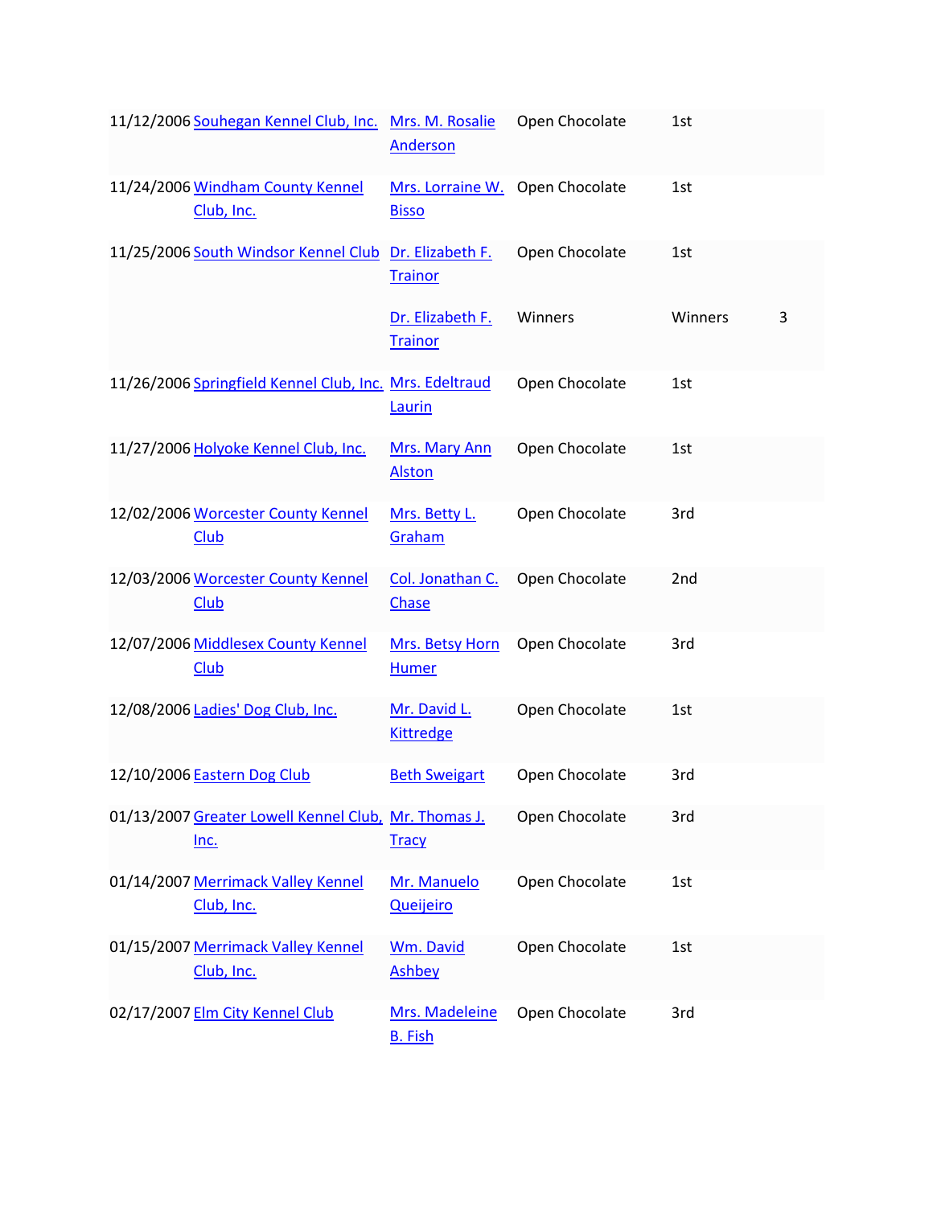| | | | | | |
|---|---|---|---|---|---|
| 11/12/2006 | Souhegan Kennel Club, Inc. | Mrs. M. Rosalie Anderson | Open Chocolate | 1st | |
| 11/24/2006 | Windham County Kennel Club, Inc. | Mrs. Lorraine W. Bisso | Open Chocolate | 1st | |
| 11/25/2006 | South Windsor Kennel Club | Dr. Elizabeth F. Trainor | Open Chocolate | 1st | |
| | | Dr. Elizabeth F. Trainor | Winners | Winners | 3 |
| 11/26/2006 | Springfield Kennel Club, Inc. | Mrs. Edeltraud Laurin | Open Chocolate | 1st | |
| 11/27/2006 | Holyoke Kennel Club, Inc. | Mrs. Mary Ann Alston | Open Chocolate | 1st | |
| 12/02/2006 | Worcester County Kennel Club | Mrs. Betty L. Graham | Open Chocolate | 3rd | |
| 12/03/2006 | Worcester County Kennel Club | Col. Jonathan C. Chase | Open Chocolate | 2nd | |
| 12/07/2006 | Middlesex County Kennel Club | Mrs. Betsy Horn Humer | Open Chocolate | 3rd | |
| 12/08/2006 | Ladies' Dog Club, Inc. | Mr. David L. Kittredge | Open Chocolate | 1st | |
| 12/10/2006 | Eastern Dog Club | Beth Sweigart | Open Chocolate | 3rd | |
| 01/13/2007 | Greater Lowell Kennel Club, Inc. | Mr. Thomas J. Tracy | Open Chocolate | 3rd | |
| 01/14/2007 | Merrimack Valley Kennel Club, Inc. | Mr. Manuelo Queijeiro | Open Chocolate | 1st | |
| 01/15/2007 | Merrimack Valley Kennel Club, Inc. | Wm. David Ashbey | Open Chocolate | 1st | |
| 02/17/2007 | Elm City Kennel Club | Mrs. Madeleine B. Fish | Open Chocolate | 3rd | |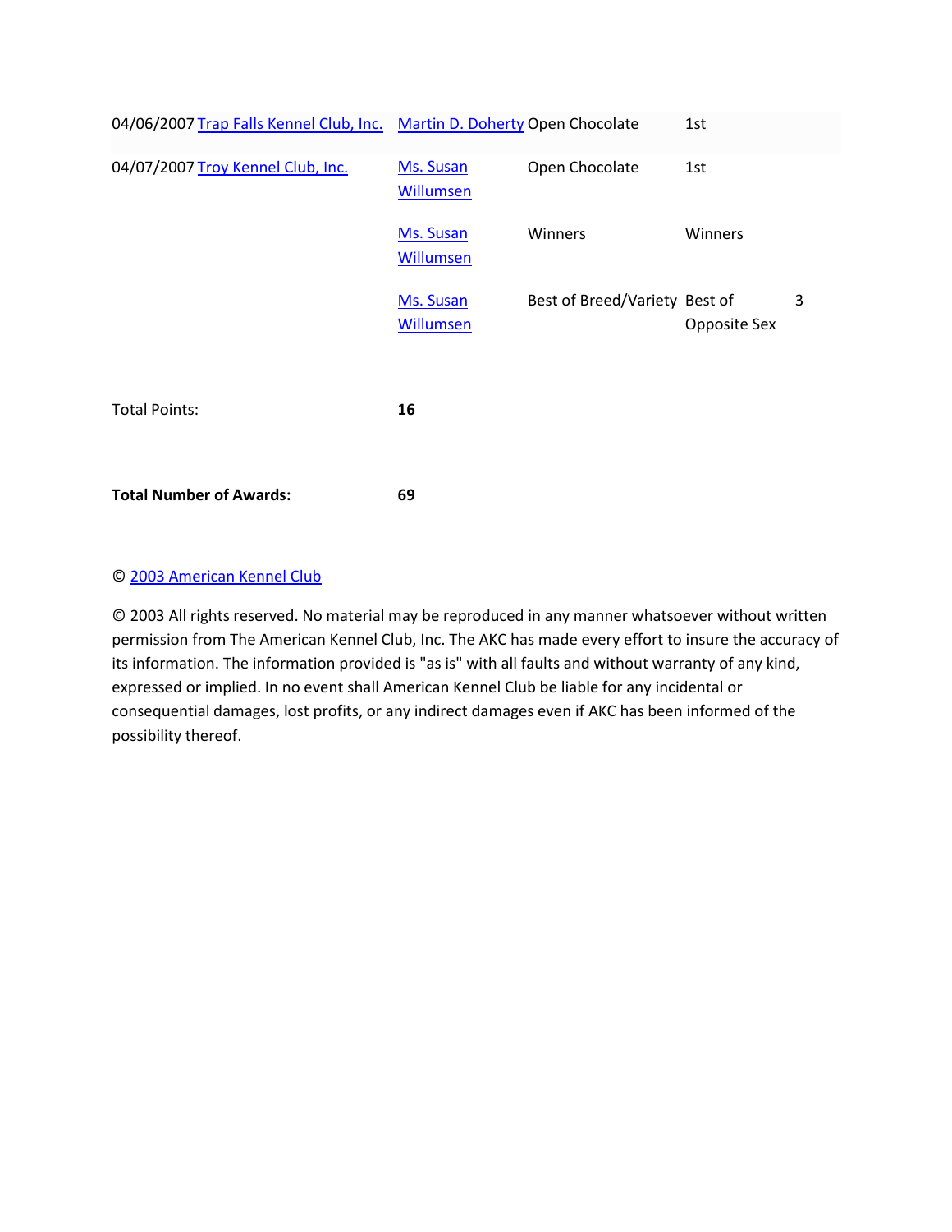| | | | | | |
|---|---|---|---|---|---|
| 04/06/2007 | Trap Falls Kennel Club, Inc. | Martin D. Doherty | Open Chocolate | 1st | |
| 04/07/2007 | Troy Kennel Club, Inc. | Ms. Susan Willumsen | Open Chocolate | 1st | |
| | | Ms. Susan Willumsen | Winners | Winners | |
| | | Ms. Susan Willumsen | Best of Breed/Variety | Best of Opposite Sex | 3 |

Total Points: **16**

**Total Number of Awards:** **69**

© 2003 American Kennel Club

© 2003 All rights reserved. No material may be reproduced in any manner whatsoever without written permission from The American Kennel Club, Inc. The AKC has made every effort to insure the accuracy of its information. The information provided is "as is" with all faults and without warranty of any kind, expressed or implied. In no event shall American Kennel Club be liable for any incidental or consequential damages, lost profits, or any indirect damages even if AKC has been informed of the possibility thereof.